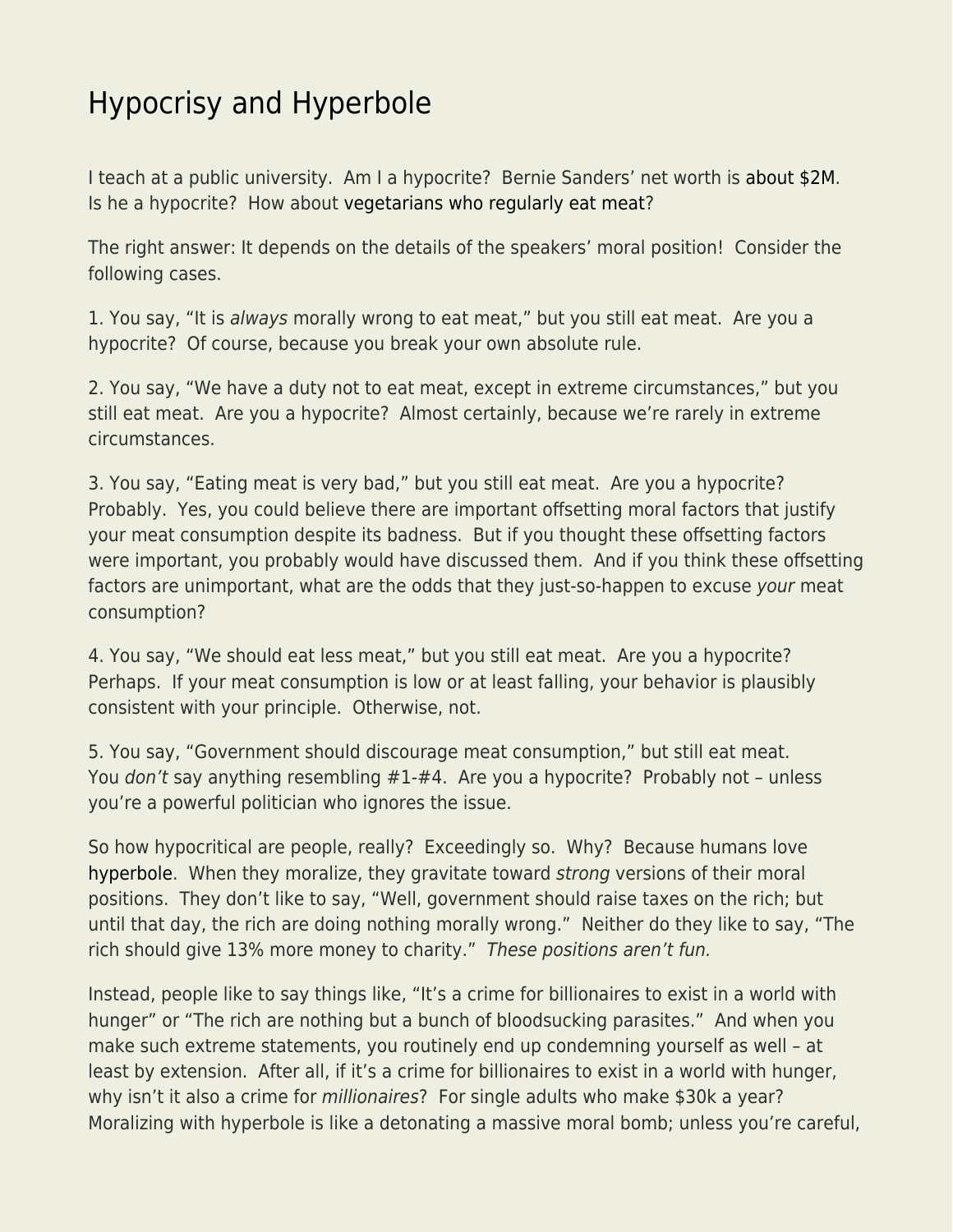# Hypocrisy and Hyperbole

I teach at a public university. Am I a hypocrite? Bernie Sanders' net worth is about $2M. Is he a hypocrite? How about vegetarians who regularly eat meat?

The right answer: It depends on the details of the speakers' moral position! Consider the following cases.

1. You say, "It is *always* morally wrong to eat meat," but you still eat meat. Are you a hypocrite? Of course, because you break your own absolute rule.

2. You say, "We have a duty not to eat meat, except in extreme circumstances," but you still eat meat. Are you a hypocrite? Almost certainly, because we're rarely in extreme circumstances.

3. You say, "Eating meat is very bad," but you still eat meat. Are you a hypocrite? Probably. Yes, you could believe there are important offsetting moral factors that justify your meat consumption despite its badness. But if you thought these offsetting factors were important, you probably would have discussed them. And if you think these offsetting factors are unimportant, what are the odds that they just-so-happen to excuse *your* meat consumption?

4. You say, "We should eat less meat," but you still eat meat. Are you a hypocrite? Perhaps. If your meat consumption is low or at least falling, your behavior is plausibly consistent with your principle. Otherwise, not.

5. You say, "Government should discourage meat consumption," but still eat meat. You *don't* say anything resembling #1-#4. Are you a hypocrite? Probably not – unless you're a powerful politician who ignores the issue.

So how hypocritical are people, really? Exceedingly so. Why? Because humans love hyperbole. When they moralize, they gravitate toward *strong* versions of their moral positions. They don't like to say, "Well, government should raise taxes on the rich; but until that day, the rich are doing nothing morally wrong." Neither do they like to say, "The rich should give 13% more money to charity." *These positions aren't fun.*

Instead, people like to say things like, "It's a crime for billionaires to exist in a world with hunger" or "The rich are nothing but a bunch of bloodsucking parasites." And when you make such extreme statements, you routinely end up condemning yourself as well – at least by extension. After all, if it's a crime for billionaires to exist in a world with hunger, why isn't it also a crime for *millionaires*? For single adults who make $30k a year? Moralizing with hyperbole is like a detonating a massive moral bomb; unless you're careful,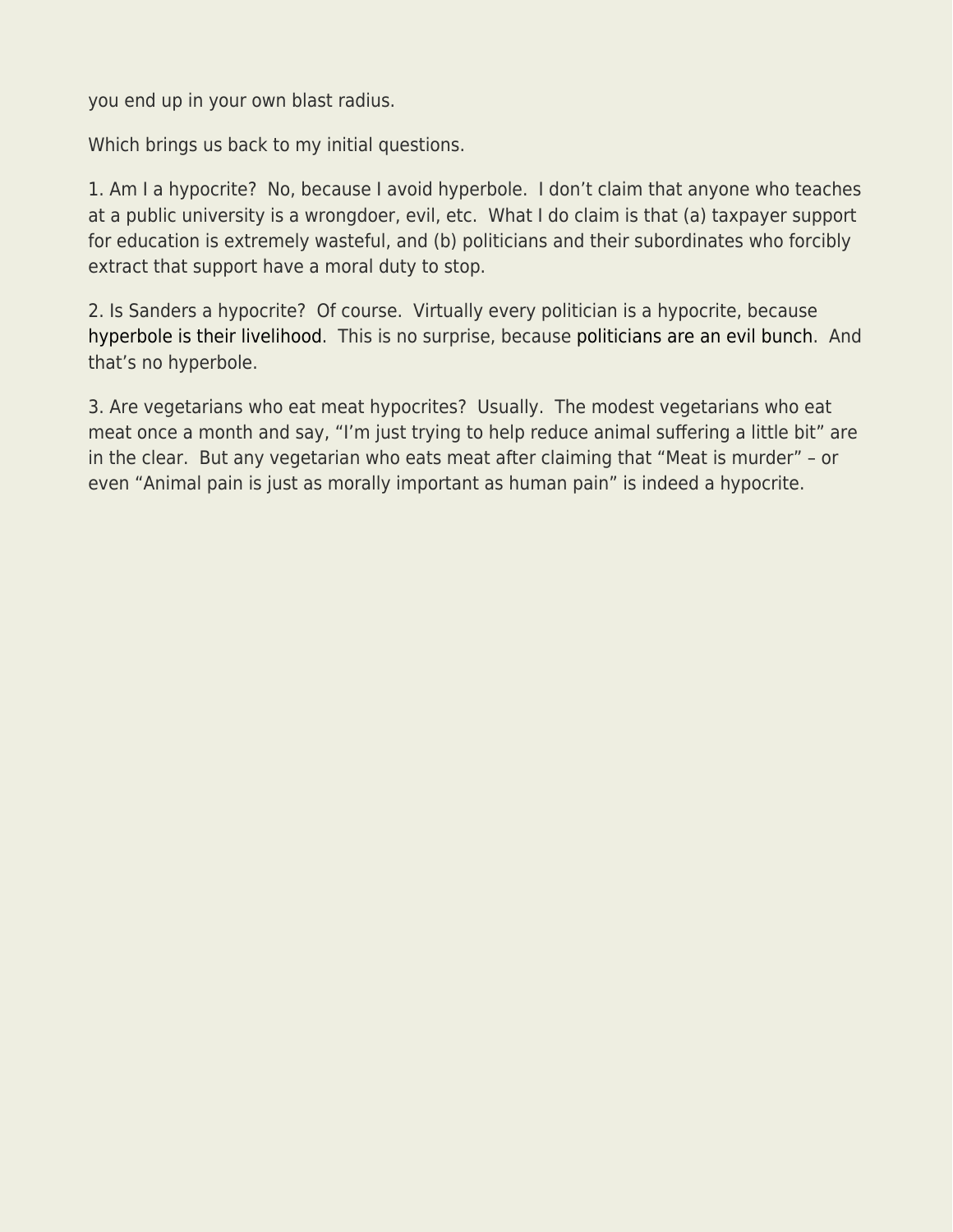you end up in your own blast radius.

Which brings us back to my initial questions.

1. Am I a hypocrite? No, because I avoid hyperbole. I don't claim that anyone who teaches at a public university is a wrongdoer, evil, etc. What I do claim is that (a) taxpayer support for education is extremely wasteful, and (b) politicians and their subordinates who forcibly extract that support have a moral duty to stop.

2. Is Sanders a hypocrite? Of course. Virtually every politician is a hypocrite, because hyperbole is their livelihood. This is no surprise, because politicians are an evil bunch. And that's no hyperbole.

3. Are vegetarians who eat meat hypocrites? Usually. The modest vegetarians who eat meat once a month and say, "I'm just trying to help reduce animal suffering a little bit" are in the clear. But any vegetarian who eats meat after claiming that "Meat is murder" – or even "Animal pain is just as morally important as human pain" is indeed a hypocrite.